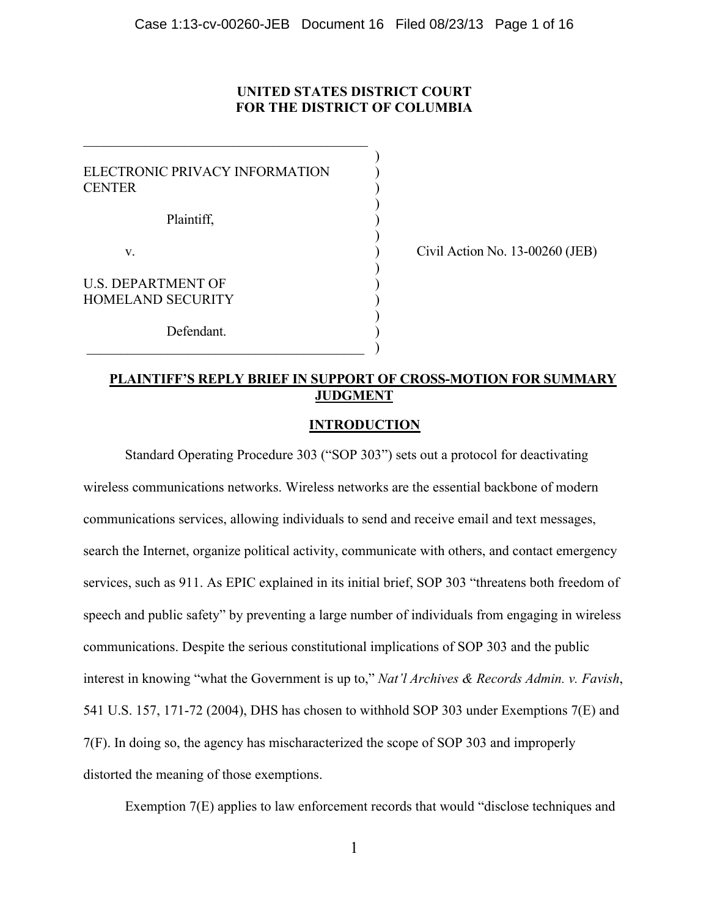**UNITED STATES DISTRICT COURT**
**FOR THE DISTRICT OF COLUMBIA**

ELECTRONIC PRIVACY INFORMATION CENTER

Plaintiff,

v.

U.S. DEPARTMENT OF HOMELAND SECURITY

Defendant.

Civil Action No. 13-00260 (JEB)

## PLAINTIFF'S REPLY BRIEF IN SUPPORT OF CROSS-MOTION FOR SUMMARY JUDGMENT

## INTRODUCTION

Standard Operating Procedure 303 ("SOP 303") sets out a protocol for deactivating wireless communications networks. Wireless networks are the essential backbone of modern communications services, allowing individuals to send and receive email and text messages, search the Internet, organize political activity, communicate with others, and contact emergency services, such as 911. As EPIC explained in its initial brief, SOP 303 "threatens both freedom of speech and public safety" by preventing a large number of individuals from engaging in wireless communications. Despite the serious constitutional implications of SOP 303 and the public interest in knowing "what the Government is up to," *Nat'l Archives & Records Admin. v. Favish*, 541 U.S. 157, 171-72 (2004), DHS has chosen to withhold SOP 303 under Exemptions 7(E) and 7(F). In doing so, the agency has mischaracterized the scope of SOP 303 and improperly distorted the meaning of those exemptions.

Exemption 7(E) applies to law enforcement records that would "disclose techniques and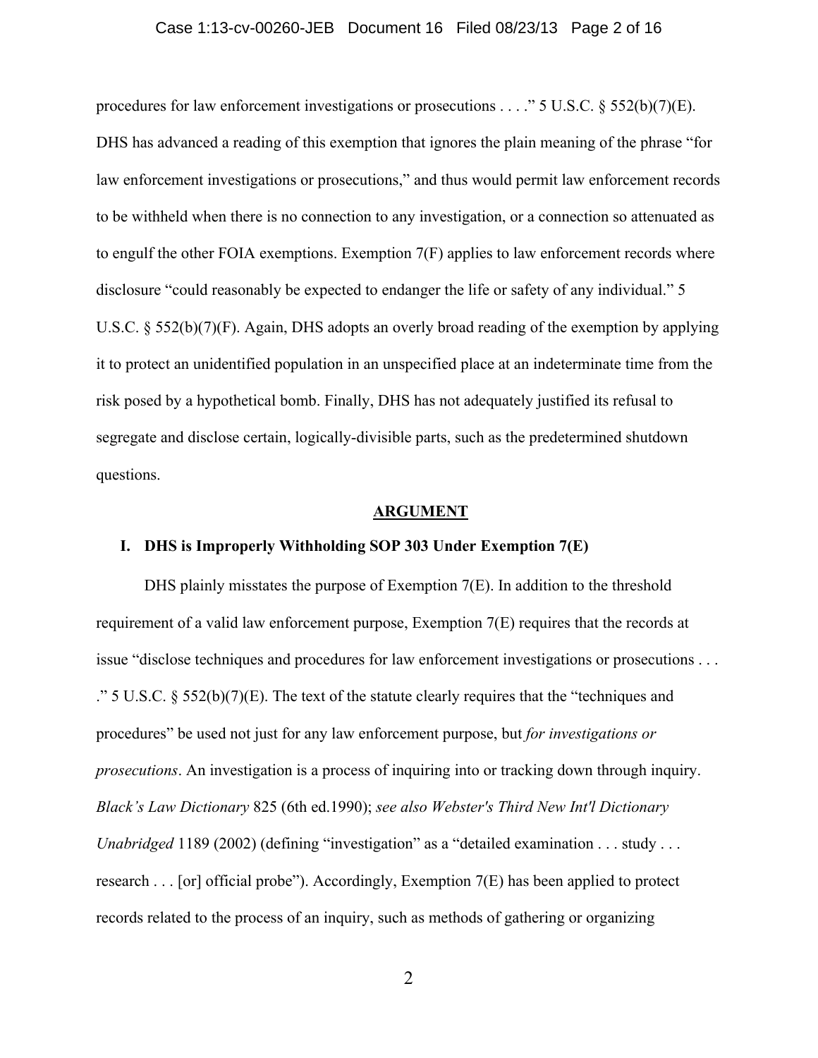procedures for law enforcement investigations or prosecutions . . . ." 5 U.S.C. § 552(b)(7)(E). DHS has advanced a reading of this exemption that ignores the plain meaning of the phrase "for law enforcement investigations or prosecutions," and thus would permit law enforcement records to be withheld when there is no connection to any investigation, or a connection so attenuated as to engulf the other FOIA exemptions. Exemption 7(F) applies to law enforcement records where disclosure "could reasonably be expected to endanger the life or safety of any individual." 5 U.S.C. § 552(b)(7)(F). Again, DHS adopts an overly broad reading of the exemption by applying it to protect an unidentified population in an unspecified place at an indeterminate time from the risk posed by a hypothetical bomb. Finally, DHS has not adequately justified its refusal to segregate and disclose certain, logically-divisible parts, such as the predetermined shutdown questions.

## ARGUMENT

### I. DHS is Improperly Withholding SOP 303 Under Exemption 7(E)

DHS plainly misstates the purpose of Exemption 7(E). In addition to the threshold requirement of a valid law enforcement purpose, Exemption 7(E) requires that the records at issue "disclose techniques and procedures for law enforcement investigations or prosecutions . . . ." 5 U.S.C. § 552(b)(7)(E). The text of the statute clearly requires that the "techniques and procedures" be used not just for any law enforcement purpose, but *for investigations or prosecutions*. An investigation is a process of inquiring into or tracking down through inquiry. *Black's Law Dictionary* 825 (6th ed.1990); *see also Webster's Third New Int'l Dictionary Unabridged* 1189 (2002) (defining "investigation" as a "detailed examination . . . study . . . research . . . [or] official probe"). Accordingly, Exemption 7(E) has been applied to protect records related to the process of an inquiry, such as methods of gathering or organizing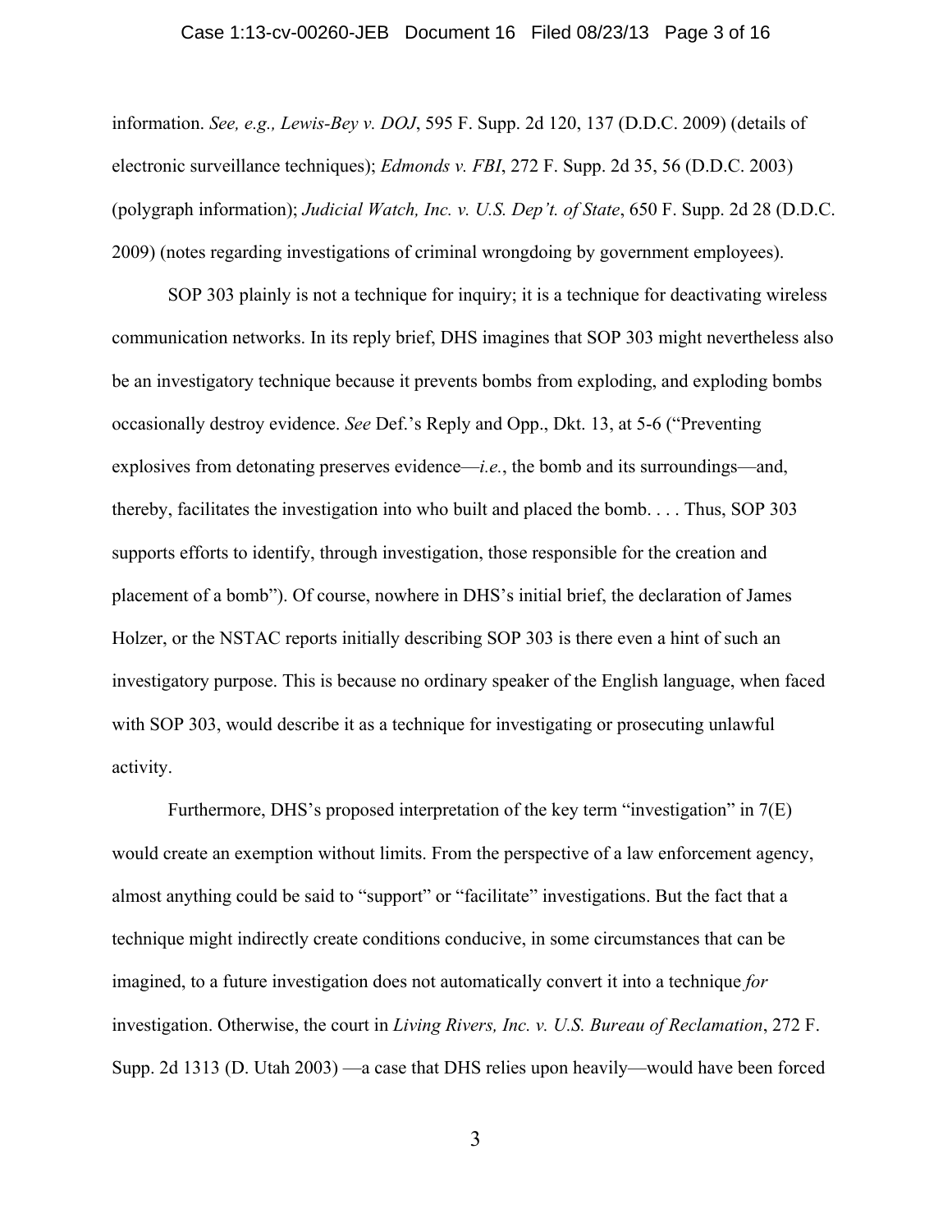information. *See, e.g., Lewis-Bey v. DOJ*, 595 F. Supp. 2d 120, 137 (D.D.C. 2009) (details of electronic surveillance techniques); *Edmonds v. FBI*, 272 F. Supp. 2d 35, 56 (D.D.C. 2003) (polygraph information); *Judicial Watch, Inc. v. U.S. Dep't. of State*, 650 F. Supp. 2d 28 (D.D.C. 2009) (notes regarding investigations of criminal wrongdoing by government employees).

SOP 303 plainly is not a technique for inquiry; it is a technique for deactivating wireless communication networks. In its reply brief, DHS imagines that SOP 303 might nevertheless also be an investigatory technique because it prevents bombs from exploding, and exploding bombs occasionally destroy evidence. *See* Def.'s Reply and Opp., Dkt. 13, at 5-6 ("Preventing explosives from detonating preserves evidence—*i.e.*, the bomb and its surroundings—and, thereby, facilitates the investigation into who built and placed the bomb. . . . Thus, SOP 303 supports efforts to identify, through investigation, those responsible for the creation and placement of a bomb"). Of course, nowhere in DHS's initial brief, the declaration of James Holzer, or the NSTAC reports initially describing SOP 303 is there even a hint of such an investigatory purpose. This is because no ordinary speaker of the English language, when faced with SOP 303, would describe it as a technique for investigating or prosecuting unlawful activity.

Furthermore, DHS's proposed interpretation of the key term "investigation" in 7(E) would create an exemption without limits. From the perspective of a law enforcement agency, almost anything could be said to "support" or "facilitate" investigations. But the fact that a technique might indirectly create conditions conducive, in some circumstances that can be imagined, to a future investigation does not automatically convert it into a technique *for* investigation. Otherwise, the court in *Living Rivers, Inc. v. U.S. Bureau of Reclamation*, 272 F. Supp. 2d 1313 (D. Utah 2003) —a case that DHS relies upon heavily—would have been forced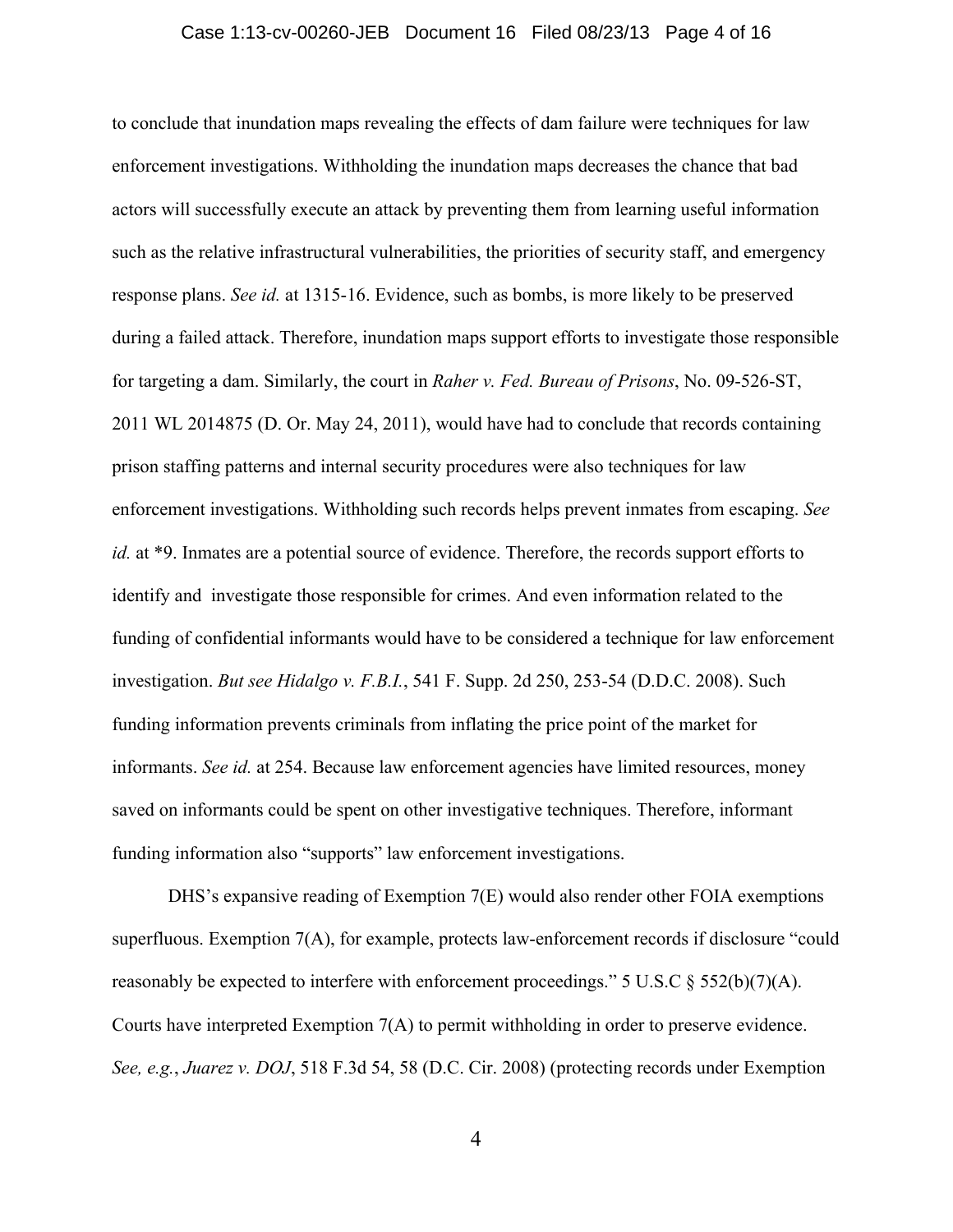to conclude that inundation maps revealing the effects of dam failure were techniques for law enforcement investigations. Withholding the inundation maps decreases the chance that bad actors will successfully execute an attack by preventing them from learning useful information such as the relative infrastructural vulnerabilities, the priorities of security staff, and emergency response plans. *See id.* at 1315-16. Evidence, such as bombs, is more likely to be preserved during a failed attack. Therefore, inundation maps support efforts to investigate those responsible for targeting a dam. Similarly, the court in *Raher v. Fed. Bureau of Prisons*, No. 09-526-ST, 2011 WL 2014875 (D. Or. May 24, 2011), would have had to conclude that records containing prison staffing patterns and internal security procedures were also techniques for law enforcement investigations. Withholding such records helps prevent inmates from escaping. *See id.* at *9. Inmates are a potential source of evidence. Therefore, the records support efforts to identify and investigate those responsible for crimes. And even information related to the funding of confidential informants would have to be considered a technique for law enforcement investigation. *But see Hidalgo v. F.B.I.*, 541 F. Supp. 2d 250, 253-54 (D.D.C. 2008). Such funding information prevents criminals from inflating the price point of the market for informants. *See id.* at 254. Because law enforcement agencies have limited resources, money saved on informants could be spent on other investigative techniques. Therefore, informant funding information also "supports" law enforcement investigations.

DHS's expansive reading of Exemption 7(E) would also render other FOIA exemptions superfluous. Exemption 7(A), for example, protects law-enforcement records if disclosure "could reasonably be expected to interfere with enforcement proceedings." 5 U.S.C § 552(b)(7)(A). Courts have interpreted Exemption 7(A) to permit withholding in order to preserve evidence. *See, e.g.*, *Juarez v. DOJ*, 518 F.3d 54, 58 (D.C. Cir. 2008) (protecting records under Exemption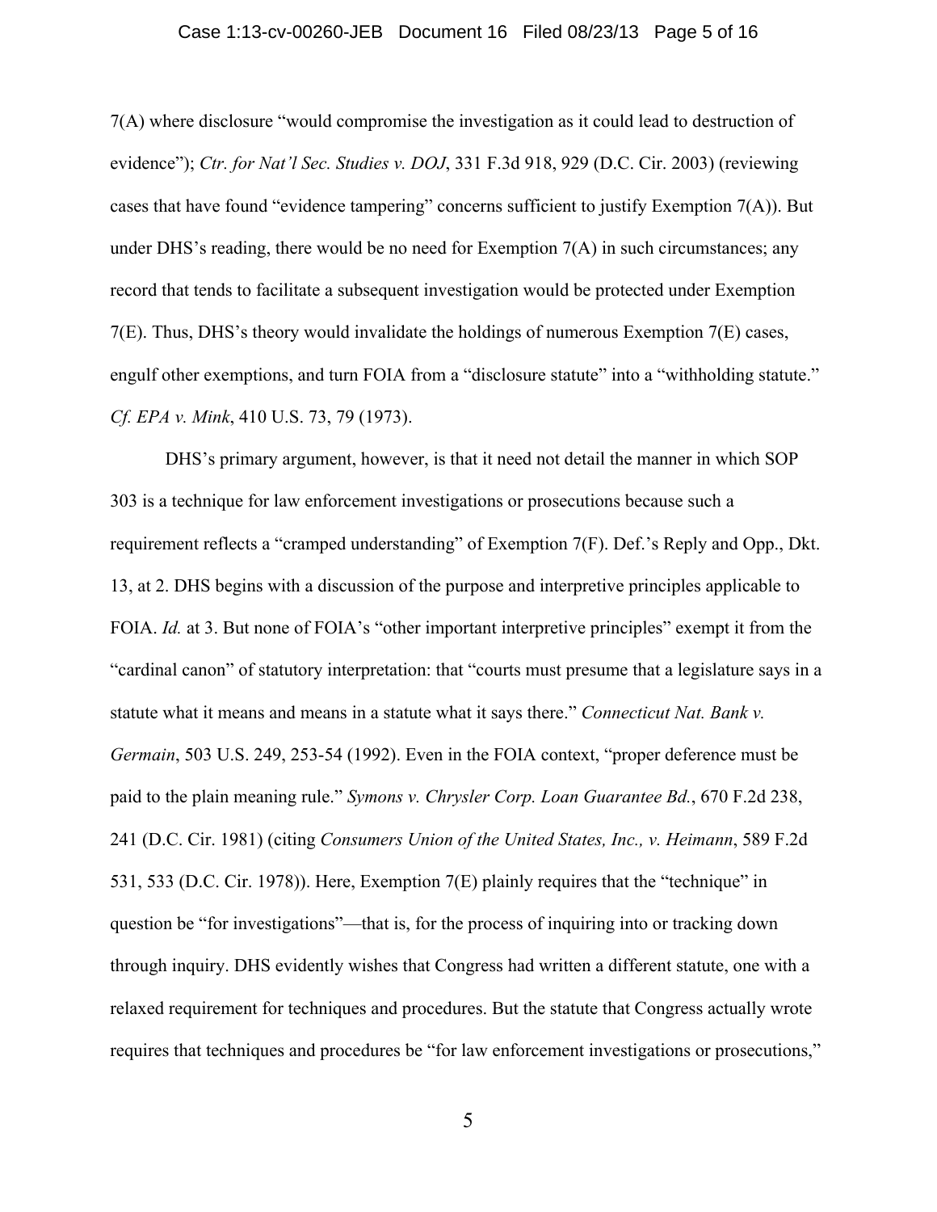7(A) where disclosure "would compromise the investigation as it could lead to destruction of evidence"); *Ctr. for Nat'l Sec. Studies v. DOJ*, 331 F.3d 918, 929 (D.C. Cir. 2003) (reviewing cases that have found "evidence tampering" concerns sufficient to justify Exemption 7(A)). But under DHS's reading, there would be no need for Exemption 7(A) in such circumstances; any record that tends to facilitate a subsequent investigation would be protected under Exemption 7(E). Thus, DHS's theory would invalidate the holdings of numerous Exemption 7(E) cases, engulf other exemptions, and turn FOIA from a "disclosure statute" into a "withholding statute." *Cf. EPA v. Mink*, 410 U.S. 73, 79 (1973).

DHS's primary argument, however, is that it need not detail the manner in which SOP 303 is a technique for law enforcement investigations or prosecutions because such a requirement reflects a "cramped understanding" of Exemption 7(F). Def.'s Reply and Opp., Dkt. 13, at 2. DHS begins with a discussion of the purpose and interpretive principles applicable to FOIA. *Id.* at 3. But none of FOIA's "other important interpretive principles" exempt it from the "cardinal canon" of statutory interpretation: that "courts must presume that a legislature says in a statute what it means and means in a statute what it says there." *Connecticut Nat. Bank v. Germain*, 503 U.S. 249, 253-54 (1992). Even in the FOIA context, "proper deference must be paid to the plain meaning rule." *Symons v. Chrysler Corp. Loan Guarantee Bd.*, 670 F.2d 238, 241 (D.C. Cir. 1981) (citing *Consumers Union of the United States, Inc., v. Heimann*, 589 F.2d 531, 533 (D.C. Cir. 1978)). Here, Exemption 7(E) plainly requires that the "technique" in question be "for investigations"—that is, for the process of inquiring into or tracking down through inquiry. DHS evidently wishes that Congress had written a different statute, one with a relaxed requirement for techniques and procedures. But the statute that Congress actually wrote requires that techniques and procedures be "for law enforcement investigations or prosecutions,"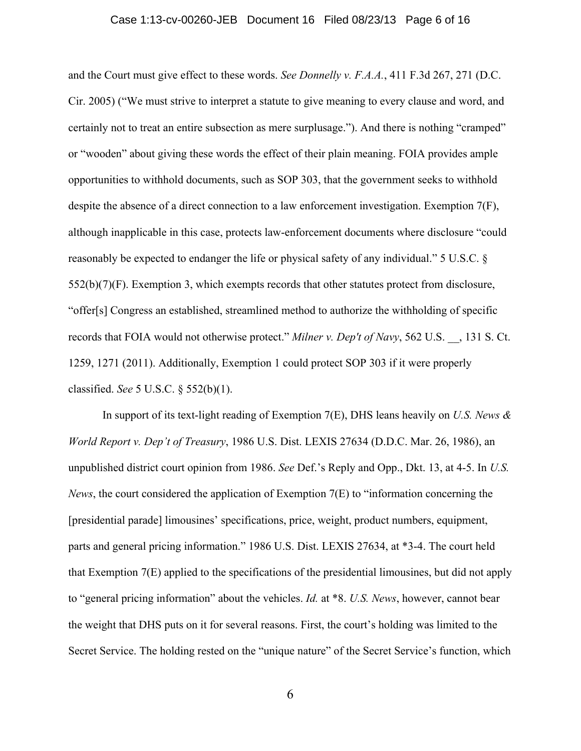and the Court must give effect to these words. *See Donnelly v. F.A.A.*, 411 F.3d 267, 271 (D.C. Cir. 2005) ("We must strive to interpret a statute to give meaning to every clause and word, and certainly not to treat an entire subsection as mere surplusage."). And there is nothing "cramped" or "wooden" about giving these words the effect of their plain meaning. FOIA provides ample opportunities to withhold documents, such as SOP 303, that the government seeks to withhold despite the absence of a direct connection to a law enforcement investigation. Exemption 7(F), although inapplicable in this case, protects law-enforcement documents where disclosure "could reasonably be expected to endanger the life or physical safety of any individual." 5 U.S.C. § 552(b)(7)(F). Exemption 3, which exempts records that other statutes protect from disclosure, "offer[s] Congress an established, streamlined method to authorize the withholding of specific records that FOIA would not otherwise protect." *Milner v. Dep't of Navy*, 562 U.S. __, 131 S. Ct. 1259, 1271 (2011). Additionally, Exemption 1 could protect SOP 303 if it were properly classified. *See* 5 U.S.C. § 552(b)(1).

In support of its text-light reading of Exemption 7(E), DHS leans heavily on *U.S. News & World Report v. Dep't of Treasury*, 1986 U.S. Dist. LEXIS 27634 (D.D.C. Mar. 26, 1986), an unpublished district court opinion from 1986. *See* Def.'s Reply and Opp., Dkt. 13, at 4-5. In *U.S. News*, the court considered the application of Exemption 7(E) to "information concerning the [presidential parade] limousines' specifications, price, weight, product numbers, equipment, parts and general pricing information." 1986 U.S. Dist. LEXIS 27634, at *3-4. The court held that Exemption 7(E) applied to the specifications of the presidential limousines, but did not apply to "general pricing information" about the vehicles. *Id.* at *8. *U.S. News*, however, cannot bear the weight that DHS puts on it for several reasons. First, the court's holding was limited to the Secret Service. The holding rested on the "unique nature" of the Secret Service's function, which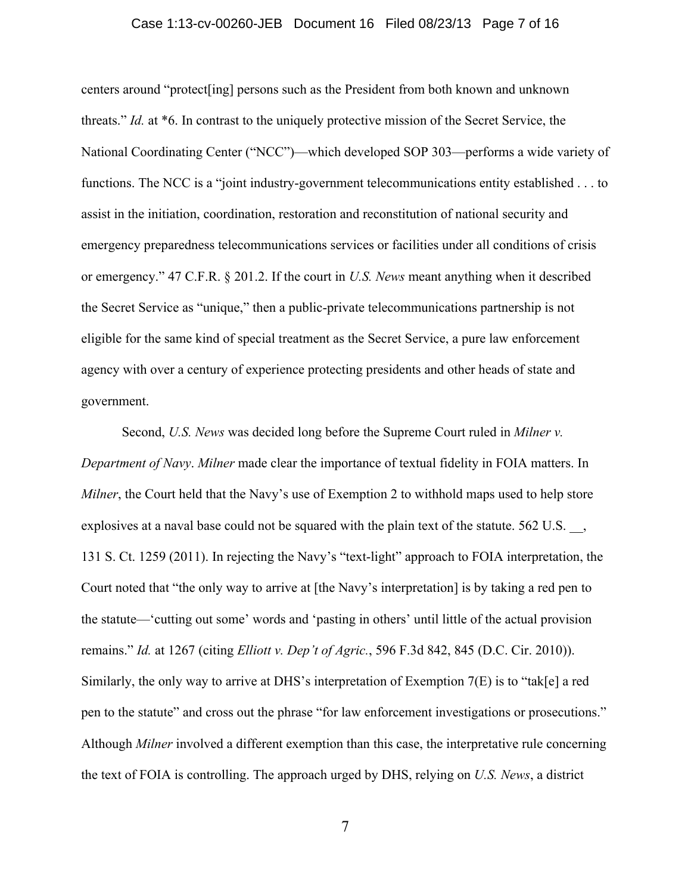centers around "protect[ing] persons such as the President from both known and unknown threats." *Id.* at *6. In contrast to the uniquely protective mission of the Secret Service, the National Coordinating Center ("NCC")—which developed SOP 303—performs a wide variety of functions. The NCC is a "joint industry-government telecommunications entity established . . . to assist in the initiation, coordination, restoration and reconstitution of national security and emergency preparedness telecommunications services or facilities under all conditions of crisis or emergency." 47 C.F.R. § 201.2. If the court in *U.S. News* meant anything when it described the Secret Service as "unique," then a public-private telecommunications partnership is not eligible for the same kind of special treatment as the Secret Service, a pure law enforcement agency with over a century of experience protecting presidents and other heads of state and government.

Second, *U.S. News* was decided long before the Supreme Court ruled in *Milner v. Department of Navy*. *Milner* made clear the importance of textual fidelity in FOIA matters. In *Milner*, the Court held that the Navy's use of Exemption 2 to withhold maps used to help store explosives at a naval base could not be squared with the plain text of the statute. 562 U.S. __, 131 S. Ct. 1259 (2011). In rejecting the Navy's "text-light" approach to FOIA interpretation, the Court noted that "the only way to arrive at [the Navy's interpretation] is by taking a red pen to the statute—'cutting out some' words and 'pasting in others' until little of the actual provision remains." *Id.* at 1267 (citing *Elliott v. Dep't of Agric.*, 596 F.3d 842, 845 (D.C. Cir. 2010)). Similarly, the only way to arrive at DHS's interpretation of Exemption 7(E) is to "tak[e] a red pen to the statute" and cross out the phrase "for law enforcement investigations or prosecutions." Although *Milner* involved a different exemption than this case, the interpretative rule concerning the text of FOIA is controlling. The approach urged by DHS, relying on *U.S. News*, a district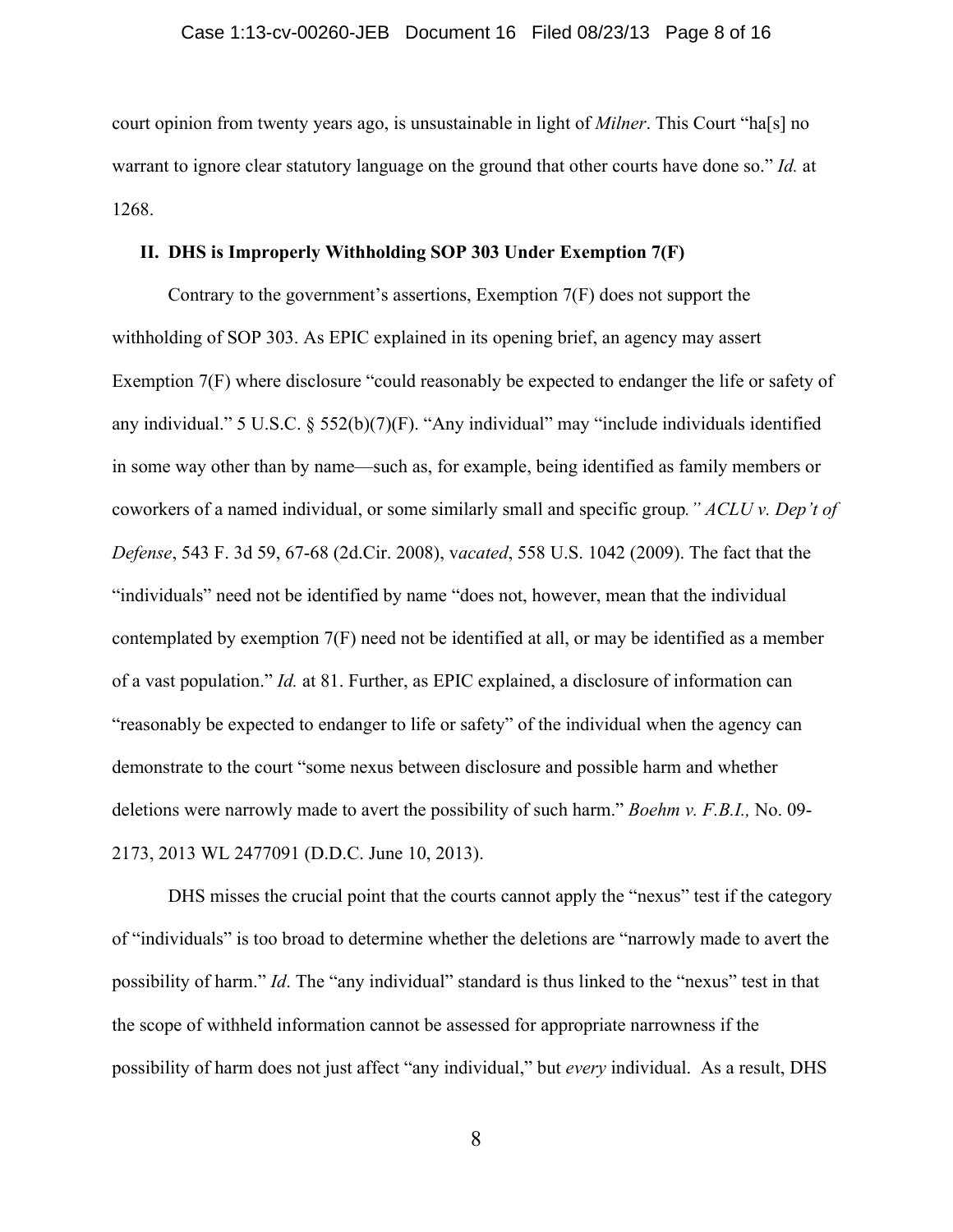court opinion from twenty years ago, is unsustainable in light of *Milner*. This Court "ha[s] no warrant to ignore clear statutory language on the ground that other courts have done so." *Id.* at 1268.

## II. DHS is Improperly Withholding SOP 303 Under Exemption 7(F)

Contrary to the government's assertions, Exemption 7(F) does not support the withholding of SOP 303. As EPIC explained in its opening brief, an agency may assert Exemption 7(F) where disclosure "could reasonably be expected to endanger the life or safety of any individual." 5 U.S.C. § 552(b)(7)(F). "Any individual" may "include individuals identified in some way other than by name—such as, for example, being identified as family members or coworkers of a named individual, or some similarly small and specific group*." ACLU v. Dep't of Defense*, 543 F. 3d 59, 67-68 (2d.Cir. 2008), v*acated*, 558 U.S. 1042 (2009). The fact that the "individuals" need not be identified by name "does not, however, mean that the individual contemplated by exemption 7(F) need not be identified at all, or may be identified as a member of a vast population." *Id.* at 81. Further, as EPIC explained, a disclosure of information can "reasonably be expected to endanger to life or safety" of the individual when the agency can demonstrate to the court "some nexus between disclosure and possible harm and whether deletions were narrowly made to avert the possibility of such harm." *Boehm v. F.B.I.,* No. 09-2173, 2013 WL 2477091 (D.D.C. June 10, 2013).

DHS misses the crucial point that the courts cannot apply the "nexus" test if the category of "individuals" is too broad to determine whether the deletions are "narrowly made to avert the possibility of harm." *Id*. The "any individual" standard is thus linked to the "nexus" test in that the scope of withheld information cannot be assessed for appropriate narrowness if the possibility of harm does not just affect "any individual," but *every* individual. As a result, DHS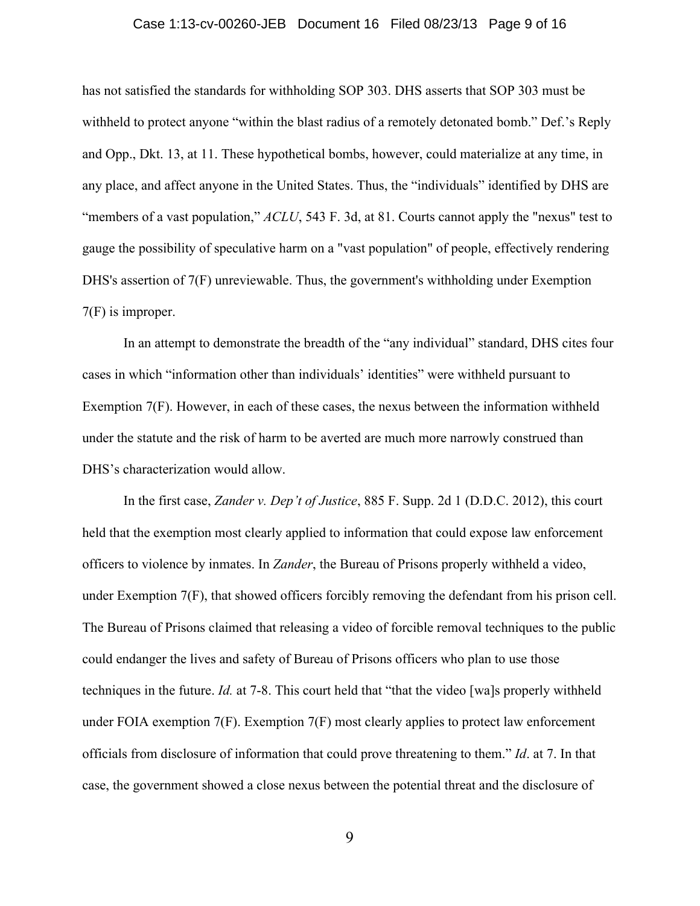has not satisfied the standards for withholding SOP 303. DHS asserts that SOP 303 must be withheld to protect anyone "within the blast radius of a remotely detonated bomb." Def.'s Reply and Opp., Dkt. 13, at 11. These hypothetical bombs, however, could materialize at any time, in any place, and affect anyone in the United States. Thus, the "individuals" identified by DHS are "members of a vast population," *ACLU*, 543 F. 3d, at 81. Courts cannot apply the "nexus" test to gauge the possibility of speculative harm on a "vast population" of people, effectively rendering DHS's assertion of 7(F) unreviewable. Thus, the government's withholding under Exemption 7(F) is improper.

In an attempt to demonstrate the breadth of the "any individual" standard, DHS cites four cases in which "information other than individuals' identities" were withheld pursuant to Exemption 7(F). However, in each of these cases, the nexus between the information withheld under the statute and the risk of harm to be averted are much more narrowly construed than DHS's characterization would allow.

In the first case, *Zander v. Dep't of Justice*, 885 F. Supp. 2d 1 (D.D.C. 2012), this court held that the exemption most clearly applied to information that could expose law enforcement officers to violence by inmates. In *Zander*, the Bureau of Prisons properly withheld a video, under Exemption 7(F), that showed officers forcibly removing the defendant from his prison cell. The Bureau of Prisons claimed that releasing a video of forcible removal techniques to the public could endanger the lives and safety of Bureau of Prisons officers who plan to use those techniques in the future. *Id.* at 7-8. This court held that "that the video [wa]s properly withheld under FOIA exemption 7(F). Exemption 7(F) most clearly applies to protect law enforcement officials from disclosure of information that could prove threatening to them." *Id*. at 7. In that case, the government showed a close nexus between the potential threat and the disclosure of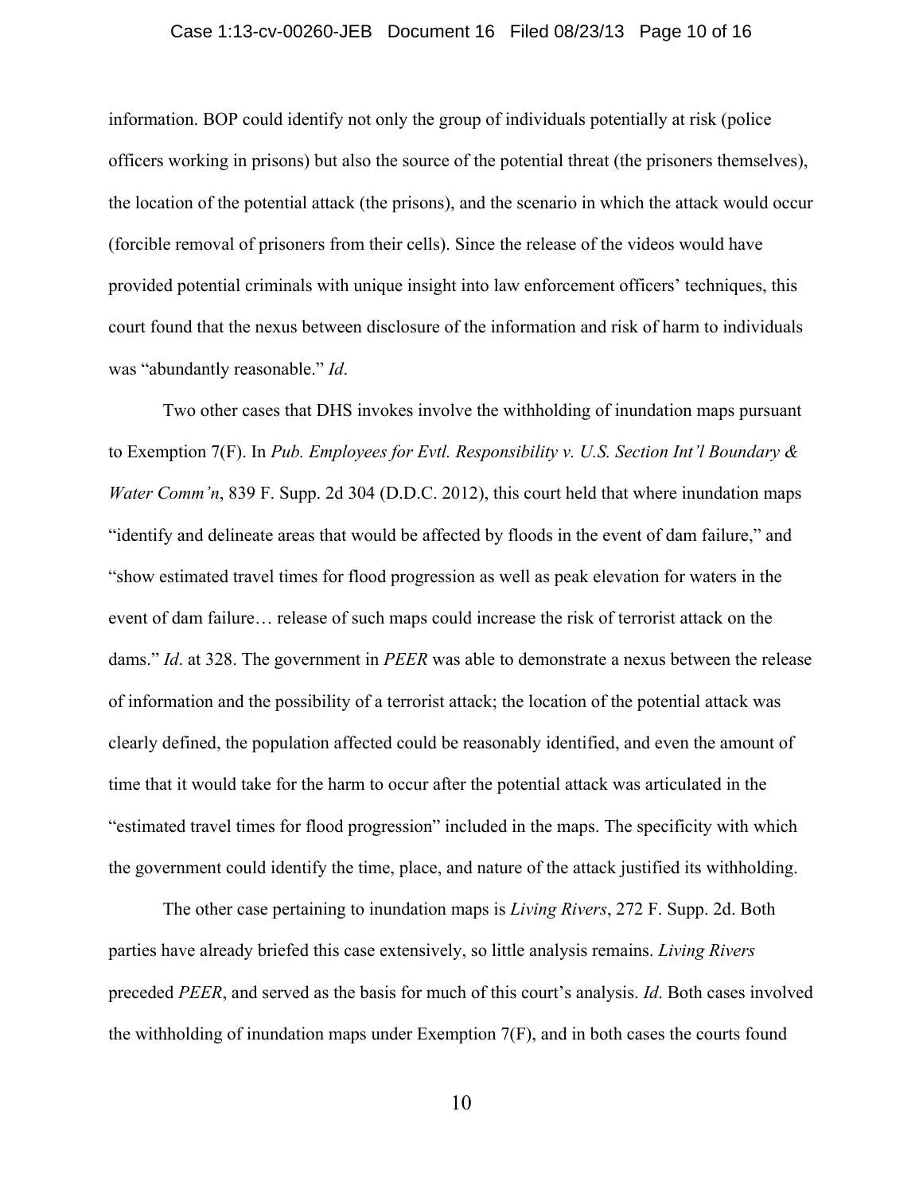information. BOP could identify not only the group of individuals potentially at risk (police officers working in prisons) but also the source of the potential threat (the prisoners themselves), the location of the potential attack (the prisons), and the scenario in which the attack would occur (forcible removal of prisoners from their cells). Since the release of the videos would have provided potential criminals with unique insight into law enforcement officers' techniques, this court found that the nexus between disclosure of the information and risk of harm to individuals was "abundantly reasonable." *Id*.

Two other cases that DHS invokes involve the withholding of inundation maps pursuant to Exemption 7(F). In *Pub. Employees for Evtl. Responsibility v. U.S. Section Int'l Boundary & Water Comm'n*, 839 F. Supp. 2d 304 (D.D.C. 2012), this court held that where inundation maps "identify and delineate areas that would be affected by floods in the event of dam failure," and "show estimated travel times for flood progression as well as peak elevation for waters in the event of dam failure… release of such maps could increase the risk of terrorist attack on the dams." *Id*. at 328. The government in *PEER* was able to demonstrate a nexus between the release of information and the possibility of a terrorist attack; the location of the potential attack was clearly defined, the population affected could be reasonably identified, and even the amount of time that it would take for the harm to occur after the potential attack was articulated in the "estimated travel times for flood progression" included in the maps. The specificity with which the government could identify the time, place, and nature of the attack justified its withholding.

The other case pertaining to inundation maps is *Living Rivers*, 272 F. Supp. 2d. Both parties have already briefed this case extensively, so little analysis remains. *Living Rivers* preceded *PEER*, and served as the basis for much of this court's analysis. *Id*. Both cases involved the withholding of inundation maps under Exemption 7(F), and in both cases the courts found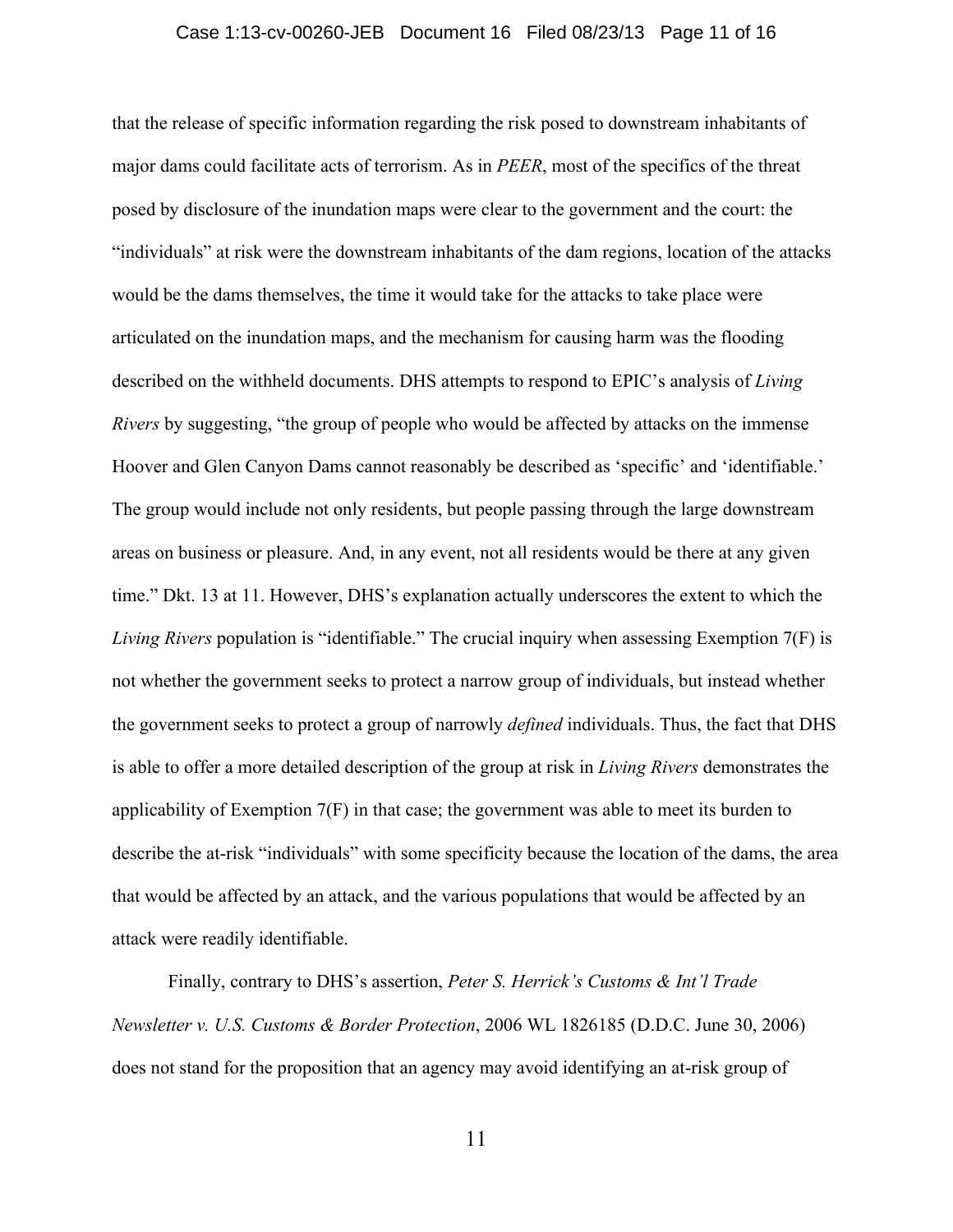that the release of specific information regarding the risk posed to downstream inhabitants of major dams could facilitate acts of terrorism. As in *PEER*, most of the specifics of the threat posed by disclosure of the inundation maps were clear to the government and the court: the "individuals" at risk were the downstream inhabitants of the dam regions, location of the attacks would be the dams themselves, the time it would take for the attacks to take place were articulated on the inundation maps, and the mechanism for causing harm was the flooding described on the withheld documents. DHS attempts to respond to EPIC's analysis of *Living Rivers* by suggesting, "the group of people who would be affected by attacks on the immense Hoover and Glen Canyon Dams cannot reasonably be described as 'specific' and 'identifiable.' The group would include not only residents, but people passing through the large downstream areas on business or pleasure. And, in any event, not all residents would be there at any given time." Dkt. 13 at 11. However, DHS's explanation actually underscores the extent to which the *Living Rivers* population is "identifiable." The crucial inquiry when assessing Exemption 7(F) is not whether the government seeks to protect a narrow group of individuals, but instead whether the government seeks to protect a group of narrowly *defined* individuals. Thus, the fact that DHS is able to offer a more detailed description of the group at risk in *Living Rivers* demonstrates the applicability of Exemption 7(F) in that case; the government was able to meet its burden to describe the at-risk "individuals" with some specificity because the location of the dams, the area that would be affected by an attack, and the various populations that would be affected by an attack were readily identifiable.

Finally, contrary to DHS's assertion, *Peter S. Herrick's Customs & Int'l Trade Newsletter v. U.S. Customs & Border Protection*, 2006 WL 1826185 (D.D.C. June 30, 2006) does not stand for the proposition that an agency may avoid identifying an at-risk group of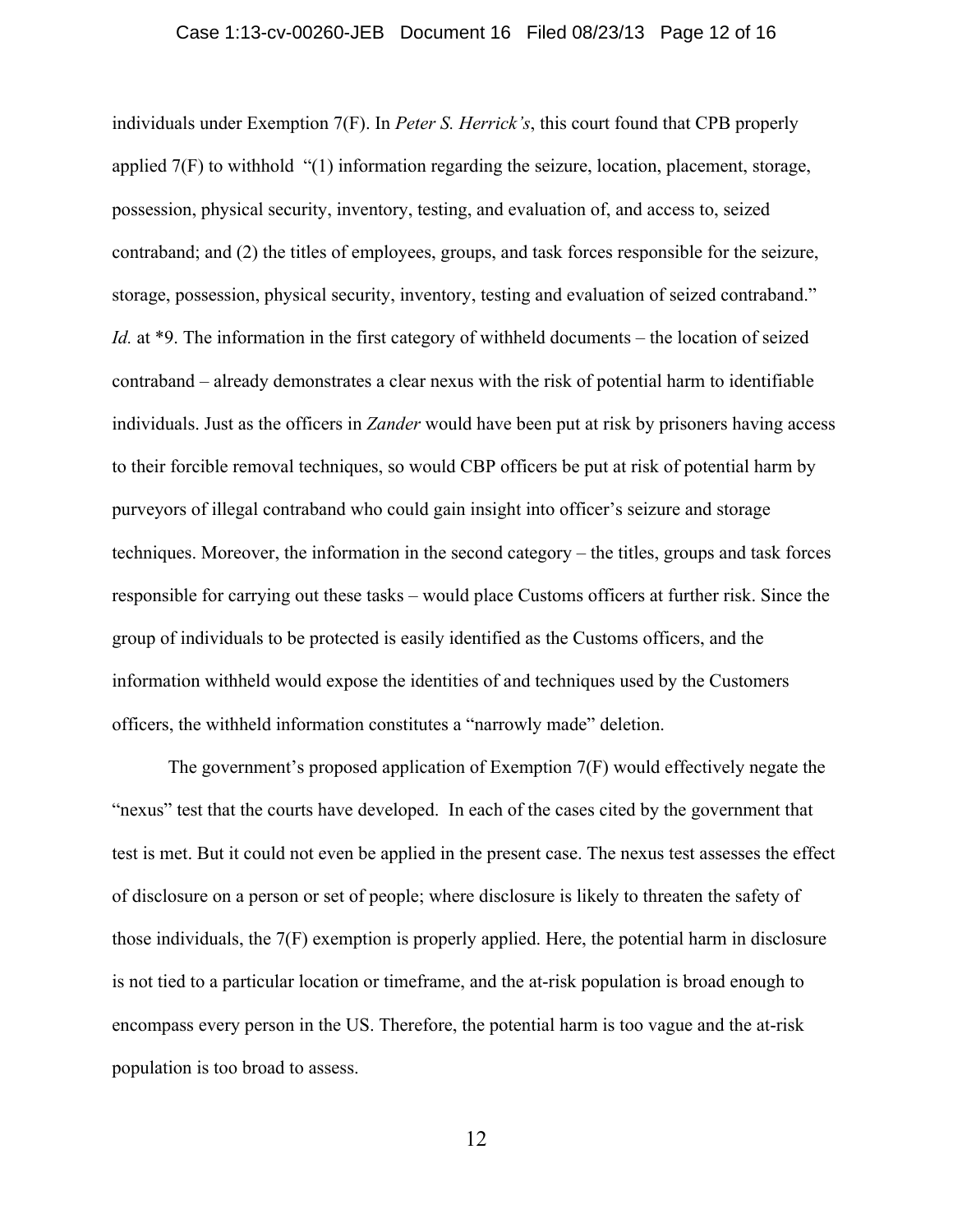individuals under Exemption 7(F). In *Peter S. Herrick's*, this court found that CPB properly applied 7(F) to withhold "(1) information regarding the seizure, location, placement, storage, possession, physical security, inventory, testing, and evaluation of, and access to, seized contraband; and (2) the titles of employees, groups, and task forces responsible for the seizure, storage, possession, physical security, inventory, testing and evaluation of seized contraband." *Id.* at *9. The information in the first category of withheld documents – the location of seized contraband – already demonstrates a clear nexus with the risk of potential harm to identifiable individuals. Just as the officers in *Zander* would have been put at risk by prisoners having access to their forcible removal techniques, so would CBP officers be put at risk of potential harm by purveyors of illegal contraband who could gain insight into officer's seizure and storage techniques. Moreover, the information in the second category – the titles, groups and task forces responsible for carrying out these tasks – would place Customs officers at further risk. Since the group of individuals to be protected is easily identified as the Customs officers, and the information withheld would expose the identities of and techniques used by the Customers officers, the withheld information constitutes a "narrowly made" deletion.

The government's proposed application of Exemption 7(F) would effectively negate the "nexus" test that the courts have developed. In each of the cases cited by the government that test is met. But it could not even be applied in the present case. The nexus test assesses the effect of disclosure on a person or set of people; where disclosure is likely to threaten the safety of those individuals, the 7(F) exemption is properly applied. Here, the potential harm in disclosure is not tied to a particular location or timeframe, and the at-risk population is broad enough to encompass every person in the US. Therefore, the potential harm is too vague and the at-risk population is too broad to assess.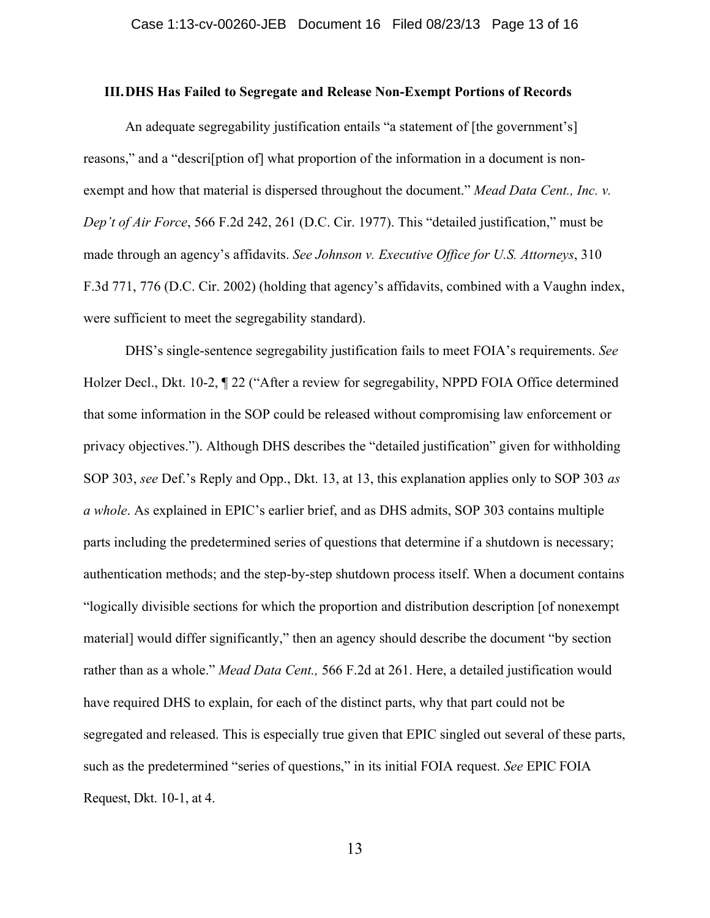### III. DHS Has Failed to Segregate and Release Non-Exempt Portions of Records

An adequate segregability justification entails "a statement of [the government's] reasons," and a "descri[ption of] what proportion of the information in a document is non-exempt and how that material is dispersed throughout the document." *Mead Data Cent., Inc. v. Dep't of Air Force*, 566 F.2d 242, 261 (D.C. Cir. 1977). This "detailed justification," must be made through an agency's affidavits. *See Johnson v. Executive Office for U.S. Attorneys*, 310 F.3d 771, 776 (D.C. Cir. 2002) (holding that agency's affidavits, combined with a Vaughn index, were sufficient to meet the segregability standard).

DHS's single-sentence segregability justification fails to meet FOIA's requirements. *See* Holzer Decl., Dkt. 10-2, ¶ 22 ("After a review for segregability, NPPD FOIA Office determined that some information in the SOP could be released without compromising law enforcement or privacy objectives."). Although DHS describes the "detailed justification" given for withholding SOP 303, *see* Def.'s Reply and Opp., Dkt. 13, at 13, this explanation applies only to SOP 303 *as a whole*. As explained in EPIC's earlier brief, and as DHS admits, SOP 303 contains multiple parts including the predetermined series of questions that determine if a shutdown is necessary; authentication methods; and the step-by-step shutdown process itself. When a document contains "logically divisible sections for which the proportion and distribution description [of nonexempt material] would differ significantly," then an agency should describe the document "by section rather than as a whole." *Mead Data Cent.,* 566 F.2d at 261. Here, a detailed justification would have required DHS to explain, for each of the distinct parts, why that part could not be segregated and released. This is especially true given that EPIC singled out several of these parts, such as the predetermined "series of questions," in its initial FOIA request. *See* EPIC FOIA Request, Dkt. 10-1, at 4.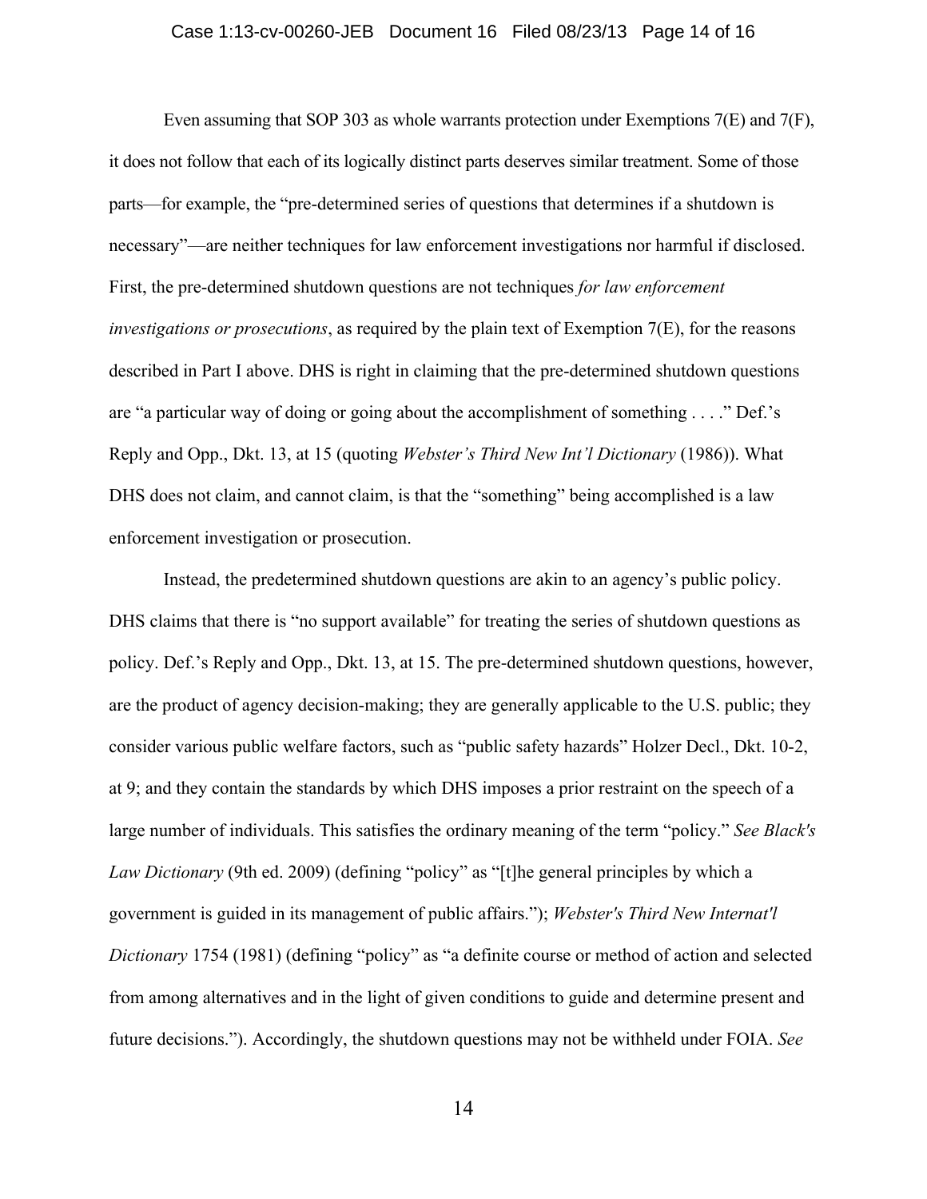Even assuming that SOP 303 as whole warrants protection under Exemptions 7(E) and 7(F), it does not follow that each of its logically distinct parts deserves similar treatment. Some of those parts—for example, the "pre-determined series of questions that determines if a shutdown is necessary"—are neither techniques for law enforcement investigations nor harmful if disclosed. First, the pre-determined shutdown questions are not techniques *for law enforcement investigations or prosecutions*, as required by the plain text of Exemption 7(E), for the reasons described in Part I above. DHS is right in claiming that the pre-determined shutdown questions are "a particular way of doing or going about the accomplishment of something . . . ." Def.'s Reply and Opp., Dkt. 13, at 15 (quoting *Webster's Third New Int'l Dictionary* (1986)). What DHS does not claim, and cannot claim, is that the "something" being accomplished is a law enforcement investigation or prosecution.

Instead, the predetermined shutdown questions are akin to an agency's public policy. DHS claims that there is "no support available" for treating the series of shutdown questions as policy. Def.'s Reply and Opp., Dkt. 13, at 15. The pre-determined shutdown questions, however, are the product of agency decision-making; they are generally applicable to the U.S. public; they consider various public welfare factors, such as "public safety hazards" Holzer Decl., Dkt. 10-2, at 9; and they contain the standards by which DHS imposes a prior restraint on the speech of a large number of individuals. This satisfies the ordinary meaning of the term "policy." *See Black's Law Dictionary* (9th ed. 2009) (defining "policy" as "[t]he general principles by which a government is guided in its management of public affairs."); *Webster's Third New Internat'l Dictionary* 1754 (1981) (defining "policy" as "a definite course or method of action and selected from among alternatives and in the light of given conditions to guide and determine present and future decisions."). Accordingly, the shutdown questions may not be withheld under FOIA. *See*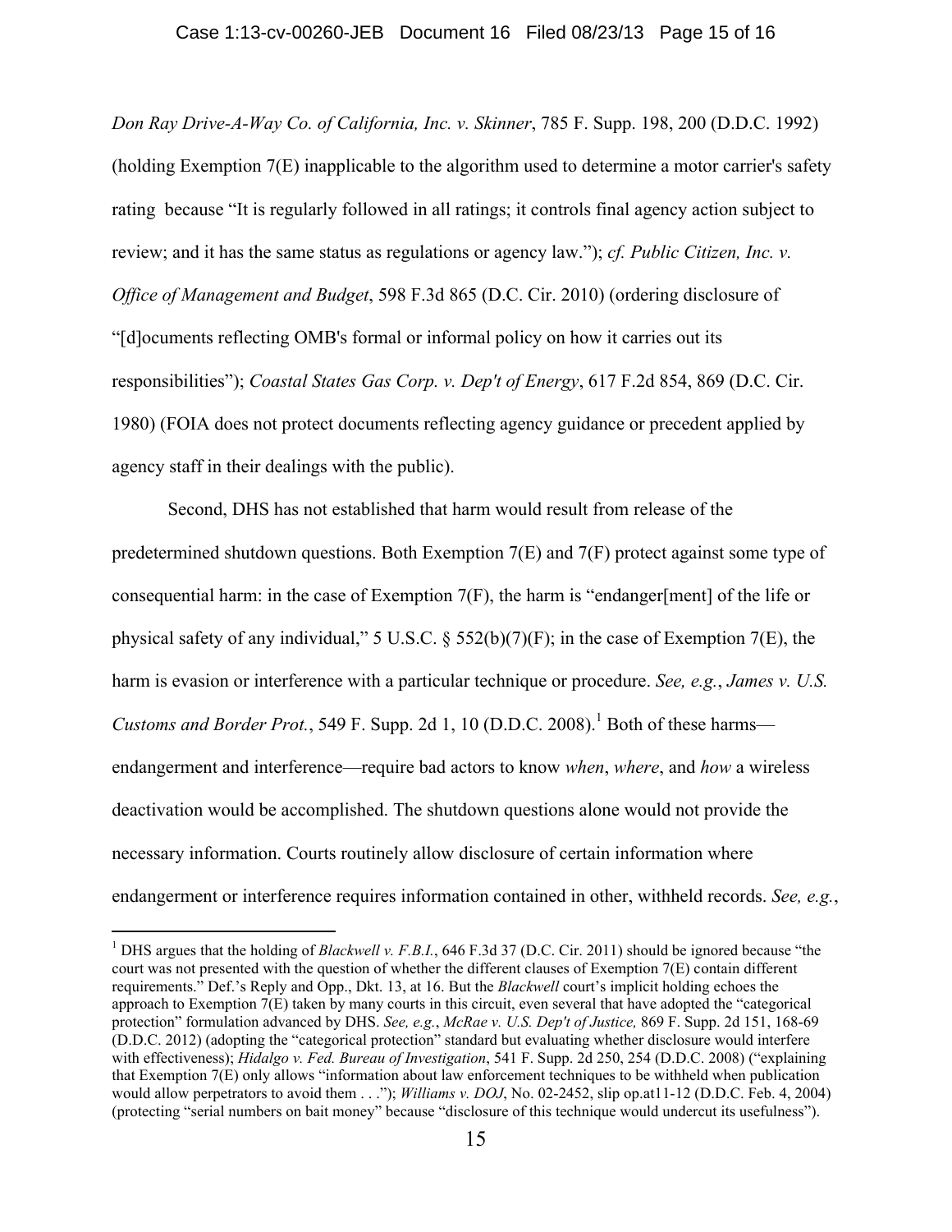*Don Ray Drive-A-Way Co. of California, Inc. v. Skinner*, 785 F. Supp. 198, 200 (D.D.C. 1992) (holding Exemption 7(E) inapplicable to the algorithm used to determine a motor carrier's safety rating because "It is regularly followed in all ratings; it controls final agency action subject to review; and it has the same status as regulations or agency law."); *cf. Public Citizen, Inc. v. Office of Management and Budget*, 598 F.3d 865 (D.C. Cir. 2010) (ordering disclosure of "[d]ocuments reflecting OMB's formal or informal policy on how it carries out its responsibilities"); *Coastal States Gas Corp. v. Dep't of Energy*, 617 F.2d 854, 869 (D.C. Cir. 1980) (FOIA does not protect documents reflecting agency guidance or precedent applied by agency staff in their dealings with the public).

Second, DHS has not established that harm would result from release of the predetermined shutdown questions. Both Exemption 7(E) and 7(F) protect against some type of consequential harm: in the case of Exemption 7(F), the harm is "endanger[ment] of the life or physical safety of any individual," 5 U.S.C. § 552(b)(7)(F); in the case of Exemption 7(E), the harm is evasion or interference with a particular technique or procedure. *See, e.g.*, *James v. U.S. Customs and Border Prot.*, 549 F. Supp. 2d 1, 10 (D.D.C. 2008).[1] Both of these harms—endangerment and interference—require bad actors to know *when*, *where*, and *how* a wireless deactivation would be accomplished. The shutdown questions alone would not provide the necessary information. Courts routinely allow disclosure of certain information where endangerment or interference requires information contained in other, withheld records. *See, e.g.*,

[1] DHS argues that the holding of *Blackwell v. F.B.I.*, 646 F.3d 37 (D.C. Cir. 2011) should be ignored because "the court was not presented with the question of whether the different clauses of Exemption 7(E) contain different requirements." Def.'s Reply and Opp., Dkt. 13, at 16. But the *Blackwell* court's implicit holding echoes the approach to Exemption 7(E) taken by many courts in this circuit, even several that have adopted the "categorical protection" formulation advanced by DHS. *See, e.g.*, *McRae v. U.S. Dep't of Justice,* 869 F. Supp. 2d 151, 168-69 (D.D.C. 2012) (adopting the "categorical protection" standard but evaluating whether disclosure would interfere with effectiveness); *Hidalgo v. Fed. Bureau of Investigation*, 541 F. Supp. 2d 250, 254 (D.D.C. 2008) ("explaining that Exemption 7(E) only allows "information about law enforcement techniques to be withheld when publication would allow perpetrators to avoid them . . ."); *Williams v. DOJ*, No. 02-2452, slip op.at11-12 (D.D.C. Feb. 4, 2004) (protecting "serial numbers on bait money" because "disclosure of this technique would undercut its usefulness").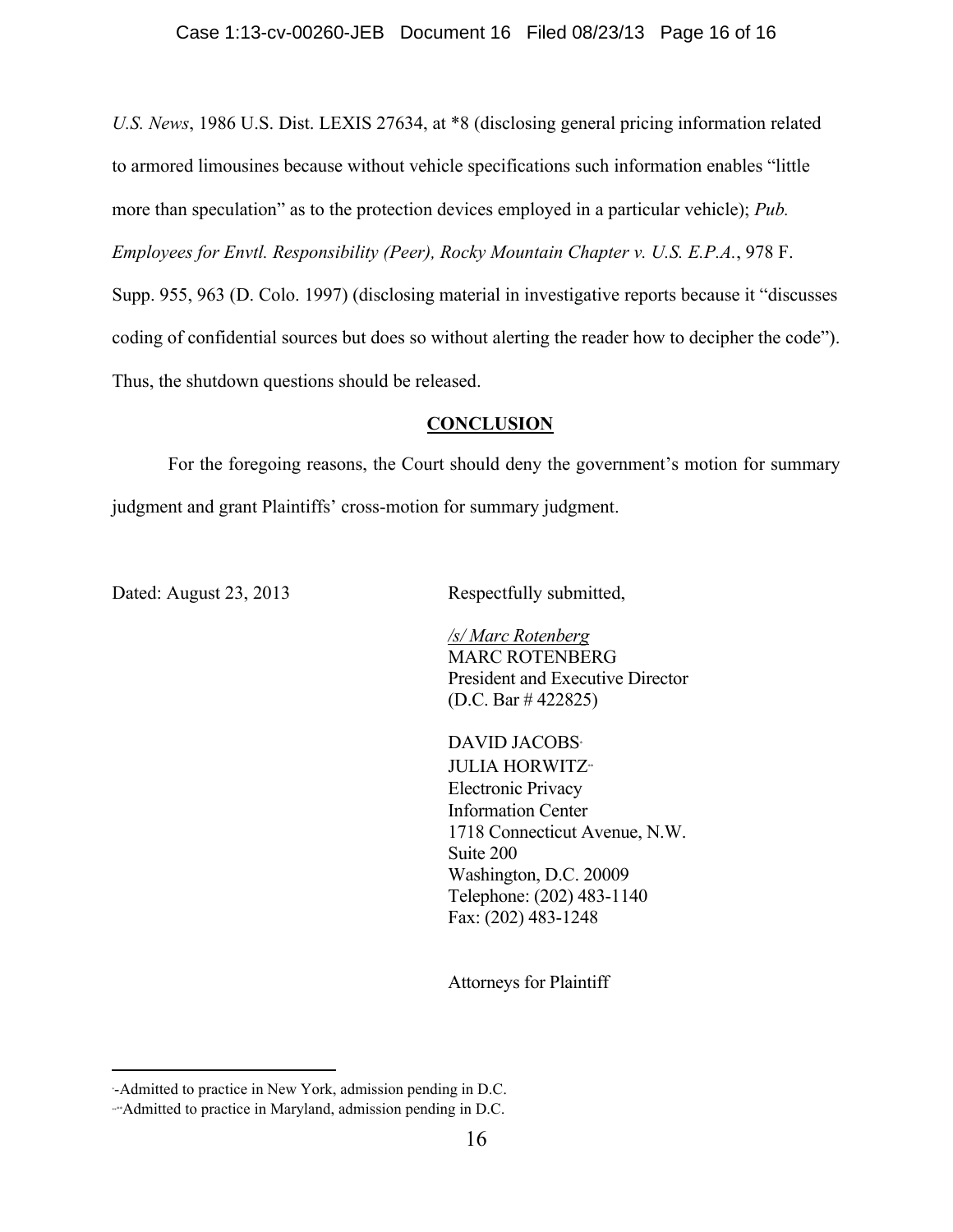*U.S. News*, 1986 U.S. Dist. LEXIS 27634, at *8 (disclosing general pricing information related to armored limousines because without vehicle specifications such information enables "little more than speculation" as to the protection devices employed in a particular vehicle); *Pub. Employees for Envtl. Responsibility (Peer), Rocky Mountain Chapter v. U.S. E.P.A.*, 978 F. Supp. 955, 963 (D. Colo. 1997) (disclosing material in investigative reports because it "discusses coding of confidential sources but does so without alerting the reader how to decipher the code"). Thus, the shutdown questions should be released.

## CONCLUSION

For the foregoing reasons, the Court should deny the government's motion for summary judgment and grant Plaintiffs' cross-motion for summary judgment.

Dated: August 23, 2013

Respectfully submitted,

*/s/ Marc Rotenberg*
MARC ROTENBERG
President and Executive Director
(D.C. Bar # 422825)

DAVID JACOBS*
JULIA HORWITZ**
Electronic Privacy
Information Center
1718 Connecticut Avenue, N.W.
Suite 200
Washington, D.C. 20009
Telephone: (202) 483-1140
Fax: (202) 483-1248

Attorneys for Plaintiff

---

*-Admitted to practice in New York, admission pending in D.C.

**Admitted to practice in Maryland, admission pending in D.C.